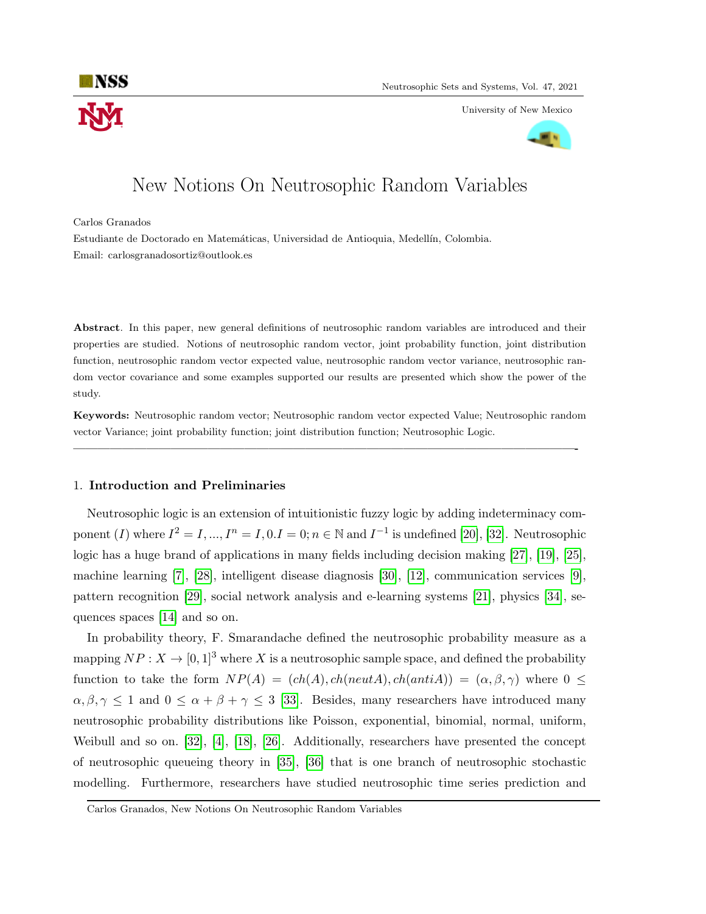# New Notions On Neutrosophic Random Variables

Carlos Granados

Estudiante de Doctorado en Matemáticas, Universidad de Antioquia, Medellín, Colombia.

Email: carlosgranadosortiz@outlook.es

**Abstract**. In this paper, new general definitions of neutrosophic random variables are introduced and their properties are studied. Notions of neutrosophic random vector, joint probability function, joint distribution function, neutrosophic random vector expected value, neutrosophic random vector variance, neutrosophic random vector covariance and some examples supported our results are presented which show the power of the study.

**Keywords:** Neutrosophic random vector; Neutrosophic random vector expected Value; Neutrosophic random vector Variance; joint probability function; joint distribution function; Neutrosophic Logic.

---

## 1. Introduction and Preliminaries

Neutrosophic logic is an extension of intuitionistic fuzzy logic by adding indeterminacy component $(I)$ where $I^2 = I, ..., I^n = I, 0.I = 0; n \in \mathbb{N}$ and $I^{-1}$ is undefined [20], [32]. Neutrosophic logic has a huge brand of applications in many fields including decision making [27], [19], [25], machine learning [7], [28], intelligent disease diagnosis [30], [12], communication services [9], pattern recognition [29], social network analysis and e-learning systems [21], physics [34], sequences spaces [14] and so on.

In probability theory, F. Smarandache defined the neutrosophic probability measure as a mapping $NP : X \to [0, 1]^3$ where $X$ is a neutrosophic sample space, and defined the probability function to take the form $NP(A) = (ch(A), ch(neutA), ch(antiA)) = (\alpha, \beta, \gamma)$ where $0 \leq \alpha, \beta, \gamma \leq 1$ and $0 \leq \alpha + \beta + \gamma \leq 3$ [33]. Besides, many researchers have introduced many neutrosophic probability distributions like Poisson, exponential, binomial, normal, uniform, Weibull and so on. [32], [4], [18], [26]. Additionally, researchers have presented the concept of neutrosophic queueing theory in [35], [36] that is one branch of neutrosophic stochastic modelling. Furthermore, researchers have studied neutrosophic time series prediction and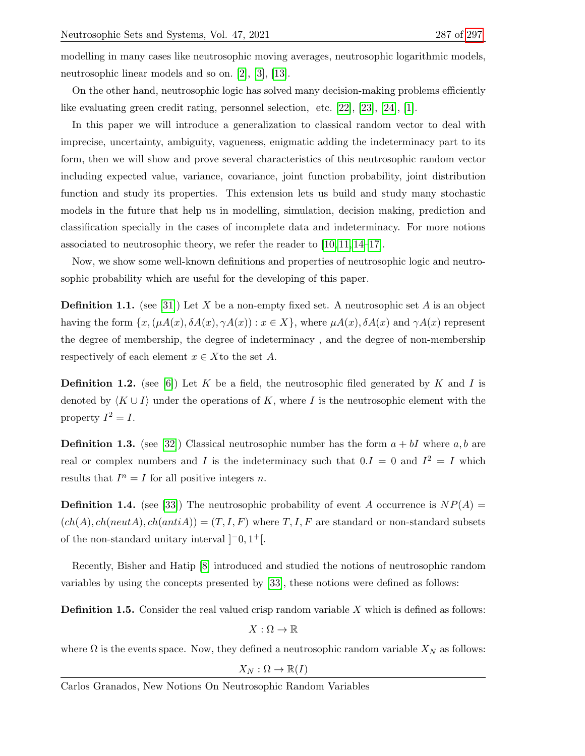modelling in many cases like neutrosophic moving averages, neutrosophic logarithmic models, neutrosophic linear models and so on. [2], [3], [13].

On the other hand, neutrosophic logic has solved many decision-making problems efficiently like evaluating green credit rating, personnel selection, etc. [22], [23], [24], [1].

In this paper we will introduce a generalization to classical random vector to deal with imprecise, uncertainty, ambiguity, vagueness, enigmatic adding the indeterminacy part to its form, then we will show and prove several characteristics of this neutrosophic random vector including expected value, variance, covariance, joint function probability, joint distribution function and study its properties. This extension lets us build and study many stochastic models in the future that help us in modelling, simulation, decision making, prediction and classification specially in the cases of incomplete data and indeterminacy. For more notions associated to neutrosophic theory, we refer the reader to [10, 11, 14–17].

Now, we show some well-known definitions and properties of neutrosophic logic and neutrosophic probability which are useful for the developing of this paper.

**Definition 1.1.** (see [31]) Let $X$ be a non-empty fixed set. A neutrosophic set $A$ is an object having the form $\{x, (\mu A(x), \delta A(x), \gamma A(x)) : x \in X\}$, where $\mu A(x), \delta A(x)$ and $\gamma A(x)$ represent the degree of membership, the degree of indeterminacy , and the degree of non-membership respectively of each element $x \in X$to the set $A$.

**Definition 1.2.** (see [6]) Let $K$ be a field, the neutrosophic filed generated by $K$ and $I$ is denoted by $\langle K \cup I \rangle$ under the operations of $K$, where $I$ is the neutrosophic element with the property $I^2 = I$.

**Definition 1.3.** (see [32]) Classical neutrosophic number has the form $a + bI$ where $a, b$ are real or complex numbers and $I$ is the indeterminacy such that $0.I = 0$ and $I^2 = I$ which results that $I^n = I$ for all positive integers $n$.

**Definition 1.4.** (see [33]) The neutrosophic probability of event $A$ occurrence is $NP(A) = (ch(A), ch(neutA), ch(antiA)) = (T, I, F)$ where $T, I, F$ are standard or non-standard subsets of the non-standard unitary interval $]^-0, 1^+[$.

Recently, Bisher and Hatip [8] introduced and studied the notions of neutrosophic random variables by using the concepts presented by [33], these notions were defined as follows:

**Definition 1.5.** Consider the real valued crisp random variable $X$ which is defined as follows:

$$X : \Omega \to \mathbb{R}$$

where $\Omega$ is the events space. Now, they defined a neutrosophic random variable $X_N$ as follows:

$$X_N : \Omega \to \mathbb{R}(I)$$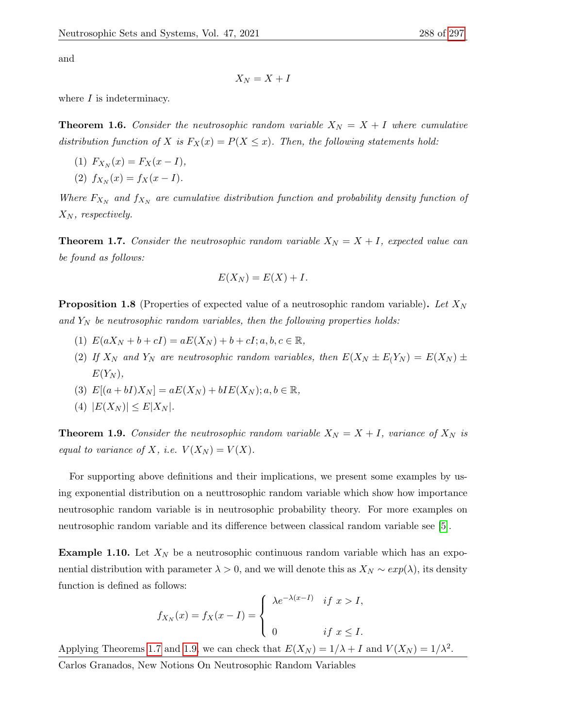and

$$X_N = X + I$$

where $I$ is indeterminacy.

**Theorem 1.6.** *Consider the neutrosophic random variable $X_N = X + I$ where cumulative distribution function of $X$ is $F_X(x) = P(X \leq x)$. Then, the following statements hold:*

(1) $F_{X_N}(x) = F_X(x - I)$,

(2) $f_{X_N}(x) = f_X(x - I)$.

*Where $F_{X_N}$ and $f_{X_N}$ are cumulative distribution function and probability density function of $X_N$, respectively.*

**Theorem 1.7.** *Consider the neutrosophic random variable $X_N = X + I$, expected value can be found as follows:*

$$E(X_N) = E(X) + I.$$

**Proposition 1.8** (Properties of expected value of a neutrosophic random variable)**.** *Let $X_N$ and $Y_N$ be neutrosophic random variables, then the following properties holds:*

(1) $E(aX_N + b + cI) = aE(X_N) + b + cI; a, b, c \in \mathbb{R}$,

(2) *If $X_N$ and $Y_N$ are neutrosophic random variables, then* $E(X_N \pm E_(Y_N) = E(X_N) \pm E(Y_N)$,

(3) $E[(a + bI)X_N] = aE(X_N) + bIE(X_N); a, b \in \mathbb{R}$,

(4) $|E(X_N)| \leq E|X_N|$.

**Theorem 1.9.** *Consider the neutrosophic random variable $X_N = X + I$, variance of $X_N$ is equal to variance of $X$, i.e. $V(X_N) = V(X)$.*

For supporting above definitions and their implications, we present some examples by using exponential distribution on a neuttrosophic random variable which show how importance neutrosophic random variable is in neutrosophic probability theory. For more examples on neutrosophic random variable and its difference between classical random variable see [5].

**Example 1.10.** Let $X_N$ be a neutrosophic continuous random variable which has an exponential distribution with parameter $\lambda > 0$, and we will denote this as $X_N \sim exp(\lambda)$, its density function is defined as follows:

$$f_{X_N}(x) = f_X(x - I) = \begin{cases} \lambda e^{-\lambda(x-I)} & if\ x > I, \\ \\ 0 & if\ x \leq I. \end{cases}$$

Applying Theorems 1.7 and 1.9, we can check that $E(X_N) = 1/\lambda + I$ and $V(X_N) = 1/\lambda^2$.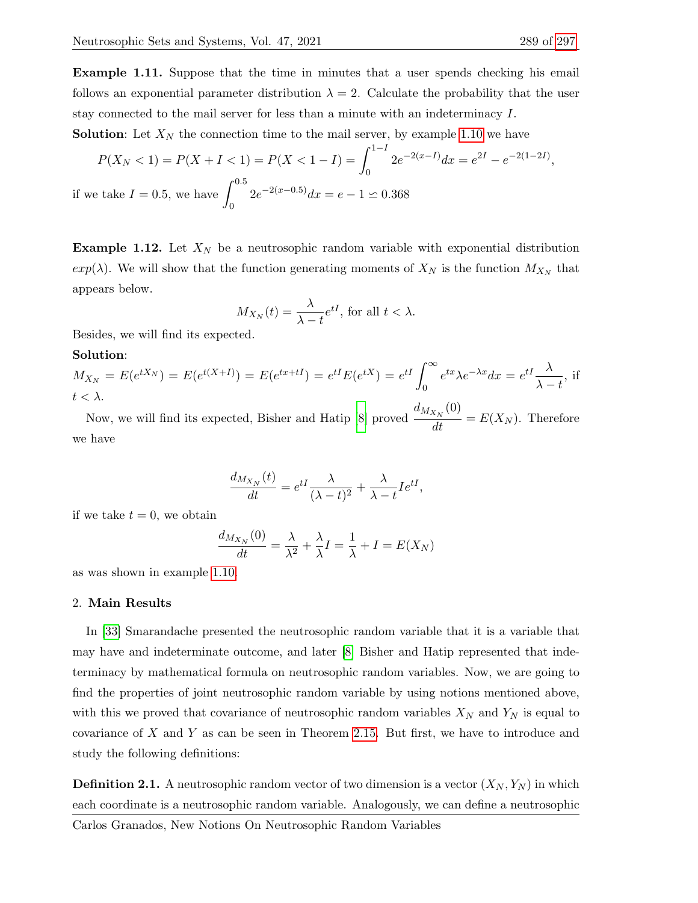**Example 1.11.** Suppose that the time in minutes that a user spends checking his email follows an exponential parameter distribution $\lambda = 2$. Calculate the probability that the user stay connected to the mail server for less than a minute with an indeterminacy $I$.

**Solution**: Let $X_N$ the connection time to the mail server, by example 1.10 we have

$$P(X_N < 1) = P(X + I < 1) = P(X < 1 - I) = \int_0^{1-I} 2e^{-2(x-I)}dx = e^{2I} - e^{-2(1-2I)},$$

if we take $I = 0.5$, we have $\displaystyle\int_0^{0.5} 2e^{-2(x-0.5)}dx = e - 1 \backsimeq 0.368$

**Example 1.12.** Let $X_N$ be a neutrosophic random variable with exponential distribution $exp(\lambda)$. We will show that the function generating moments of $X_N$ is the function $M_{X_N}$ that appears below.

$$M_{X_N}(t) = \frac{\lambda}{\lambda - t}e^{tI}, \text{ for all } t < \lambda.$$

Besides, we will find its expected.

**Solution**:

$M_{X_N} = E(e^{tX_N}) = E(e^{t(X+I)}) = E(e^{tx+tI}) = e^{tI}E(e^{tX}) = e^{tI}\displaystyle\int_0^{\infty} e^{tx}\lambda e^{-\lambda x}dx = e^{tI}\frac{\lambda}{\lambda - t}$, if $t < \lambda$.

Now, we will find its expected, Bisher and Hatip [8] proved $\dfrac{d_{M_{X_N}}(0)}{dt} = E(X_N)$. Therefore we have

$$\frac{d_{M_{X_N}}(t)}{dt} = e^{tI}\frac{\lambda}{(\lambda - t)^2} + \frac{\lambda}{\lambda - t}Ie^{tI},$$

if we take $t = 0$, we obtain

$$\frac{d_{M_{X_N}}(0)}{dt} = \frac{\lambda}{\lambda^2} + \frac{\lambda}{\lambda}I = \frac{1}{\lambda} + I = E(X_N)$$

as was shown in example 1.10.

## 2. Main Results

In [33] Smarandache presented the neutrosophic random variable that it is a variable that may have and indeterminate outcome, and later [8] Bisher and Hatip represented that indeterminacy by mathematical formula on neutrosophic random variables. Now, we are going to find the properties of joint neutrosophic random variable by using notions mentioned above, with this we proved that covariance of neutrosophic random variables $X_N$ and $Y_N$ is equal to covariance of $X$ and $Y$ as can be seen in Theorem 2.15. But first, we have to introduce and study the following definitions:

**Definition 2.1.** A neutrosophic random vector of two dimension is a vector $(X_N, Y_N)$ in which each coordinate is a neutrosophic random variable. Analogously, we can define a neutrosophic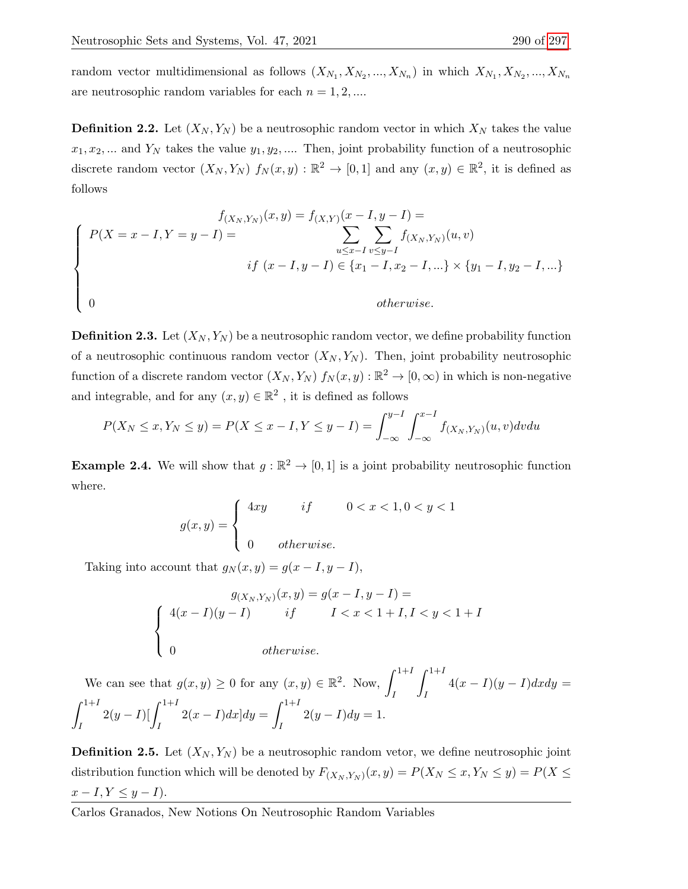random vector multidimensional as follows $(X_{N_1}, X_{N_2}, ..., X_{N_n})$ in which $X_{N_1}, X_{N_2}, ..., X_{N_n}$ are neutrosophic random variables for each $n = 1, 2, ....$

**Definition 2.2.** Let $(X_N, Y_N)$ be a neutrosophic random vector in which $X_N$ takes the value $x_1, x_2, ...$ and $Y_N$ takes the value $y_1, y_2, ....$ Then, joint probability function of a neutrosophic discrete random vector $(X_N, Y_N)$ $f_N(x, y) : \mathbb{R}^2 \to [0, 1]$ and any $(x, y) \in \mathbb{R}^2$, it is defined as follows

$$f_{(X_N,Y_N)}(x,y) = f_{(X,Y)}(x-I, y-I) =$$

$$\begin{cases} P(X = x - I, Y = y - I) = & \displaystyle\sum_{u \leq x-I} \sum_{v \leq y-I} f_{(X_N,Y_N)}(u,v) \\ & if \ (x-I, y-I) \in \{x_1 - I, x_2 - I, ...\} \times \{y_1 - I, y_2 - I, ...\} \\ 0 & otherwise. \end{cases}$$

**Definition 2.3.** Let $(X_N, Y_N)$ be a neutrosophic random vector, we define probability function of a neutrosophic continuous random vector $(X_N, Y_N)$. Then, joint probability neutrosophic function of a discrete random vector $(X_N, Y_N)$ $f_N(x, y) : \mathbb{R}^2 \to [0, \infty)$ in which is non-negative and integrable, and for any $(x, y) \in \mathbb{R}^2$ , it is defined as follows

$$P(X_N \leq x, Y_N \leq y) = P(X \leq x - I, Y \leq y - I) = \int_{-\infty}^{y-I} \int_{-\infty}^{x-I} f_{(X_N,Y_N)}(u,v)dvdu$$

**Example 2.4.** We will show that $g : \mathbb{R}^2 \to [0, 1]$ is a joint probability neutrosophic function where.

$$g(x,y) = \begin{cases} 4xy & if \quad 0 < x < 1, 0 < y < 1 \\ 0 & otherwise. \end{cases}$$

Taking into account that $g_N(x, y) = g(x - I, y - I)$,

$$g_{(X_N,Y_N)}(x,y) = g(x-I, y-I) =$$

$$\begin{cases} 4(x-I)(y-I) & if \quad I < x < 1 + I, I < y < 1 + I \\ 0 & otherwise. \end{cases}$$

We can see that $g(x, y) \geq 0$ for any $(x, y) \in \mathbb{R}^2$. Now, $\displaystyle\int_I^{1+I} \int_I^{1+I} 4(x - I)(y - I)dxdy = \int_I^{1+I} 2(y - I)[\int_I^{1+I} 2(x - I)dx]dy = \int_I^{1+I} 2(y - I)dy = 1.$

**Definition 2.5.** Let $(X_N, Y_N)$ be a neutrosophic random vetor, we define neutrosophic joint distribution function which will be denoted by $F_{(X_N,Y_N)}(x, y) = P(X_N \leq x, Y_N \leq y) = P(X \leq x - I, Y \leq y - I)$.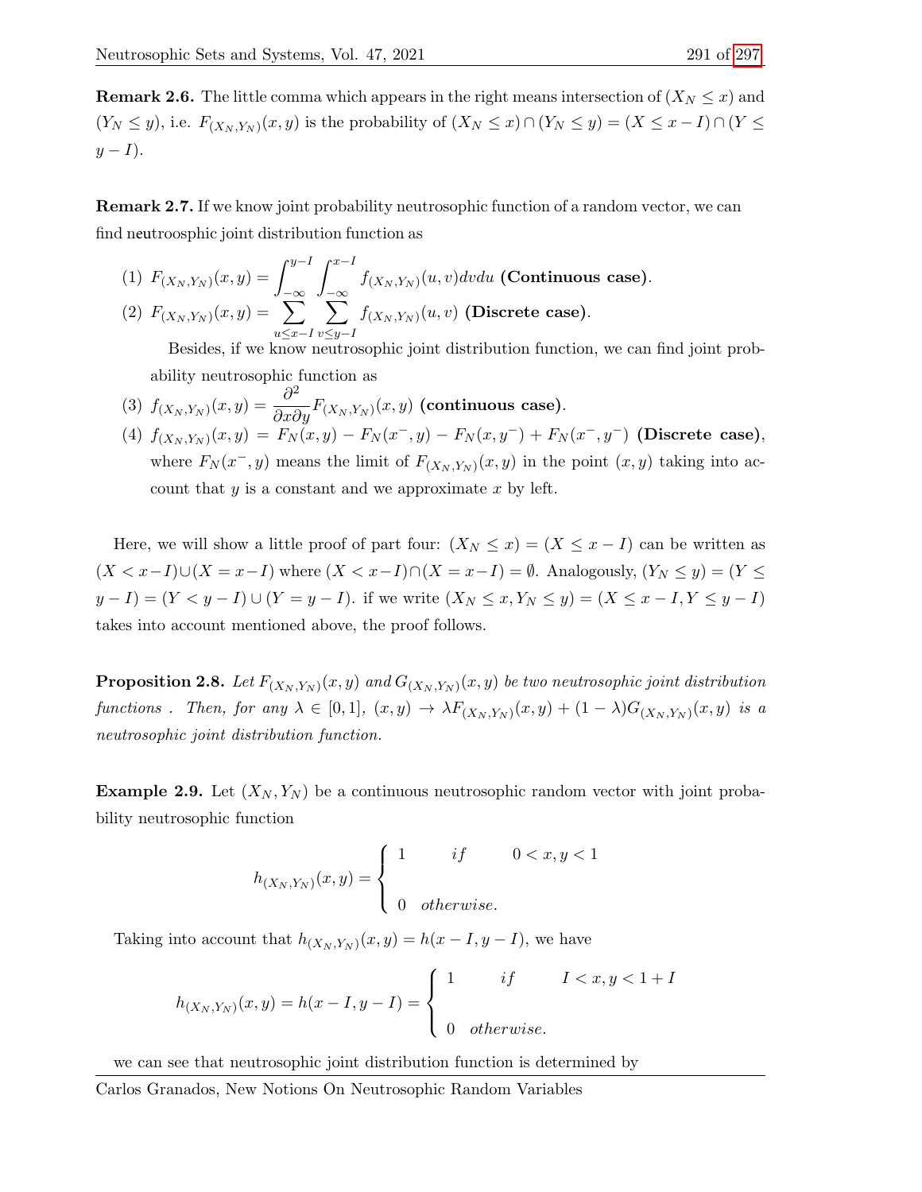**Remark 2.6.** The little comma which appears in the right means intersection of $(X_N \leq x)$ and $(Y_N \leq y)$, i.e. $F_{(X_N,Y_N)}(x,y)$ is the probability of $(X_N \leq x) \cap (Y_N \leq y) = (X \leq x - I) \cap (Y \leq y - I)$.

**Remark 2.7.** If we know joint probability neutrosophic function of a random vector, we can find neutroosphic joint distribution function as

(1) $F_{(X_N,Y_N)}(x,y) = \int_{-\infty}^{y-I} \int_{-\infty}^{x-I} f_{(X_N,Y_N)}(u,v)dvdu$ **(Continuous case)**.

(2) $F_{(X_N,Y_N)}(x,y) = \sum_{u \leq x-I} \sum_{v \leq y-I} f_{(X_N,Y_N)}(u,v)$ **(Discrete case)**.

Besides, if we know neutrosophic joint distribution function, we can find joint probability neutrosophic function as

(3) $f_{(X_N,Y_N)}(x,y) = \frac{\partial^2}{\partial x \partial y} F_{(X_N,Y_N)}(x,y)$ **(continuous case)**.

(4) $f_{(X_N,Y_N)}(x,y) = F_N(x,y) - F_N(x^-,y) - F_N(x,y^-) + F_N(x^-,y^-)$ **(Discrete case)**, where $F_N(x^-,y)$ means the limit of $F_{(X_N,Y_N)}(x,y)$ in the point $(x,y)$ taking into account that $y$ is a constant and we approximate $x$ by left.

Here, we will show a little proof of part four: $(X_N \leq x) = (X \leq x - I)$ can be written as $(X < x - I) \cup (X = x - I)$ where $(X < x - I) \cap (X = x - I) = \emptyset$. Analogously, $(Y_N \leq y) = (Y \leq y - I) = (Y < y - I) \cup (Y = y - I)$. if we write $(X_N \leq x, Y_N \leq y) = (X \leq x - I, Y \leq y - I)$ takes into account mentioned above, the proof follows.

**Proposition 2.8.** *Let $F_{(X_N,Y_N)}(x,y)$ and $G_{(X_N,Y_N)}(x,y)$ be two neutrosophic joint distribution functions . Then, for any $\lambda \in [0,1]$, $(x,y) \to \lambda F_{(X_N,Y_N)}(x,y) + (1-\lambda)G_{(X_N,Y_N)}(x,y)$ is a neutrosophic joint distribution function.*

**Example 2.9.** Let $(X_N, Y_N)$ be a continuous neutrosophic random vector with joint probability neutrosophic function

$$h_{(X_N,Y_N)}(x,y) = \begin{cases} 1 & if \quad 0 < x, y < 1 \\ 0 & otherwise. \end{cases}$$

Taking into account that $h_{(X_N,Y_N)}(x,y) = h(x - I, y - I)$, we have

$$h_{(X_N,Y_N)}(x,y) = h(x - I, y - I) = \begin{cases} 1 & if \quad I < x, y < 1 + I \\ 0 & otherwise. \end{cases}$$

we can see that neutrosophic joint distribution function is determined by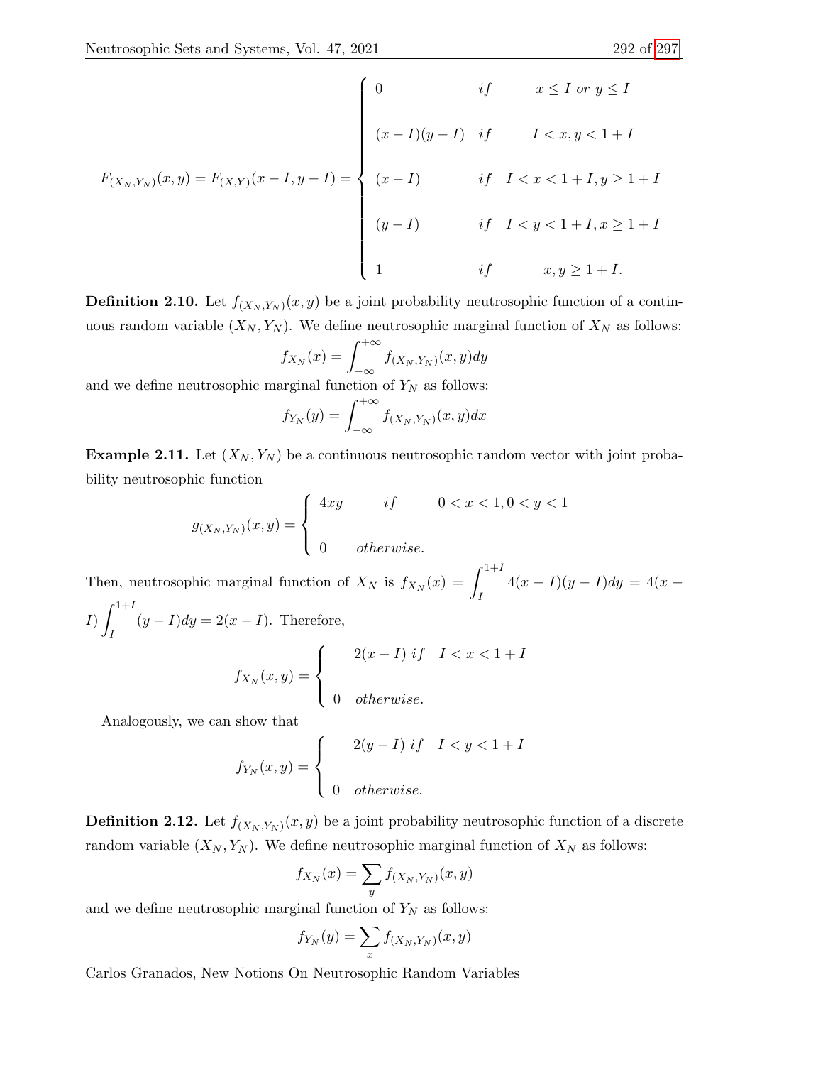$$F_{(X_N,Y_N)}(x,y) = F_{(X,Y)}(x-I,y-I) = \begin{cases} 0 & if \quad x \leq I \text{ or } y \leq I \\ (x-I)(y-I) & if \quad I < x, y < 1+I \\ (x-I) & if \quad I < x < 1+I, y \geq 1+I \\ (y-I) & if \quad I < y < 1+I, x \geq 1+I \\ 1 & if \quad x, y \geq 1+I. \end{cases}$$

**Definition 2.10.** Let $f_{(X_N,Y_N)}(x,y)$ be a joint probability neutrosophic function of a continuous random variable $(X_N, Y_N)$. We define neutrosophic marginal function of $X_N$ as follows:

$$f_{X_N}(x) = \int_{-\infty}^{+\infty} f_{(X_N,Y_N)}(x,y)dy$$

and we define neutrosophic marginal function of $Y_N$ as follows:

$$f_{Y_N}(y) = \int_{-\infty}^{+\infty} f_{(X_N,Y_N)}(x,y)dx$$

**Example 2.11.** Let $(X_N, Y_N)$ be a continuous neutrosophic random vector with joint probability neutrosophic function

$$g_{(X_N,Y_N)}(x,y) = \begin{cases} 4xy & if \quad 0 < x < 1, 0 < y < 1 \\ 0 & otherwise. \end{cases}$$

Then, neutrosophic marginal function of $X_N$ is $f_{X_N}(x) = \int_{I}^{1+I} 4(x-I)(y-I)dy = 4(x-I)\int_{I}^{1+I}(y-I)dy = 2(x-I)$. Therefore,

$$f_{X_N}(x,y) = \begin{cases} 2(x-I) \; if & I < x < 1+I \\ 0 & otherwise. \end{cases}$$

Analogously, we can show that

$$f_{Y_N}(x,y) = \begin{cases} 2(y-I) \; if & I < y < 1+I \\ 0 & otherwise. \end{cases}$$

**Definition 2.12.** Let $f_{(X_N,Y_N)}(x,y)$ be a joint probability neutrosophic function of a discrete random variable $(X_N, Y_N)$. We define neutrosophic marginal function of $X_N$ as follows:

$$f_{X_N}(x) = \sum_{y} f_{(X_N,Y_N)}(x,y)$$

and we define neutrosophic marginal function of $Y_N$ as follows:

$$f_{Y_N}(y) = \sum_{x} f_{(X_N,Y_N)}(x,y)$$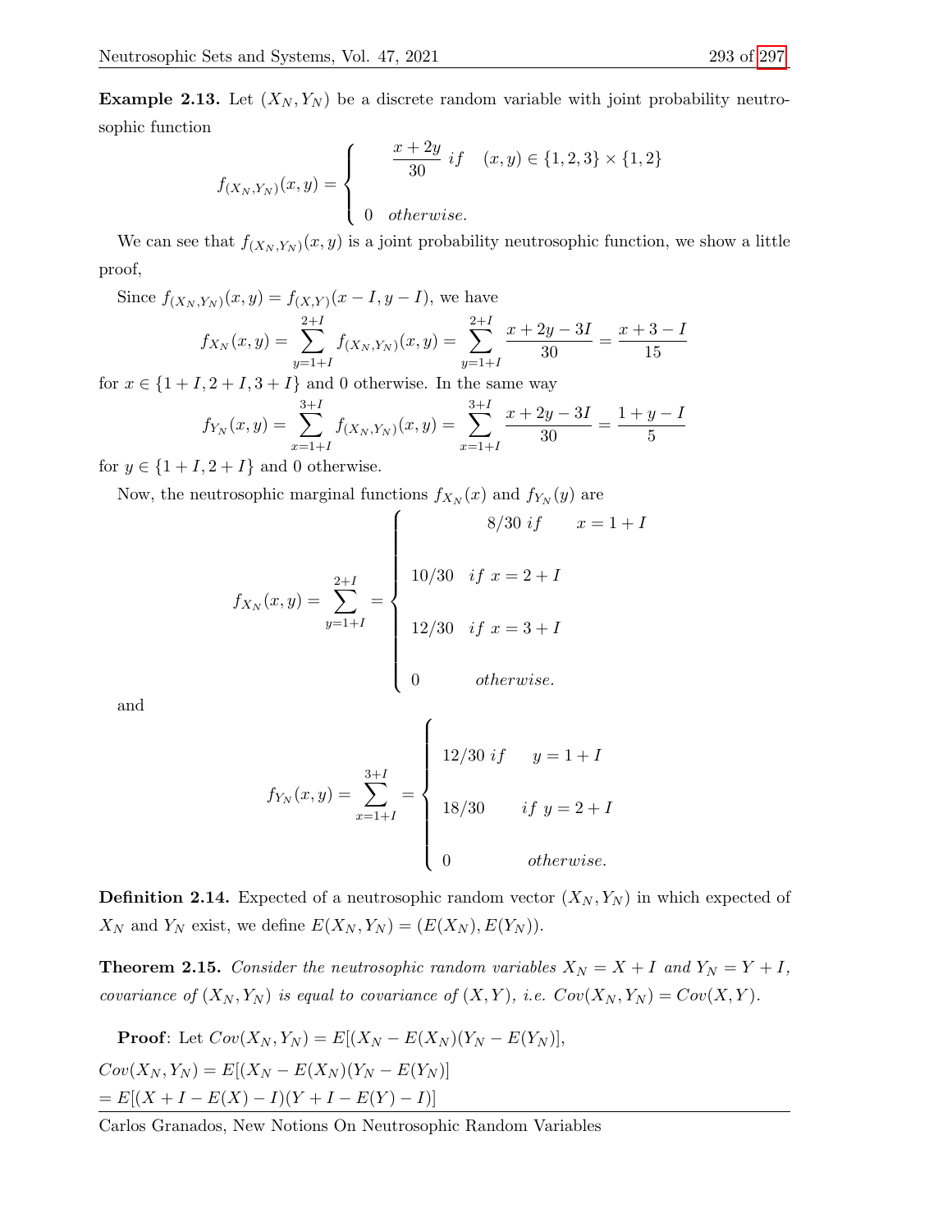**Example 2.13.** Let $(X_N, Y_N)$ be a discrete random variable with joint probability neutrosophic function

$$f_{(X_N,Y_N)}(x,y) = \begin{cases} \dfrac{x+2y}{30} \; if \quad (x,y) \in \{1,2,3\} \times \{1,2\} \\ \\ 0 \quad otherwise. \end{cases}$$

We can see that $f_{(X_N,Y_N)}(x,y)$ is a joint probability neutrosophic function, we show a little proof,

Since $f_{(X_N,Y_N)}(x,y) = f_{(X,Y)}(x-I, y-I)$, we have

$$f_{X_N}(x,y) = \sum_{y=1+I}^{2+I} f_{(X_N,Y_N)}(x,y) = \sum_{y=1+I}^{2+I} \frac{x+2y-3I}{30} = \frac{x+3-I}{15}$$

for $x \in \{1+I, 2+I, 3+I\}$ and 0 otherwise. In the same way

$$f_{Y_N}(x,y) = \sum_{x=1+I}^{3+I} f_{(X_N,Y_N)}(x,y) = \sum_{x=1+I}^{3+I} \frac{x+2y-3I}{30} = \frac{1+y-I}{5}$$

for $y \in \{1+I, 2+I\}$ and 0 otherwise.

Now, the neutrosophic marginal functions $f_{X_N}(x)$ and $f_{Y_N}(y)$ are

$$f_{X_N}(x,y) = \sum_{y=1+I}^{2+I} = \begin{cases} 8/30 \; if \quad x = 1+I \\ \\ 10/30 \quad if \; x = 2+I \\ \\ 12/30 \quad if \; x = 3+I \\ \\ 0 \quad otherwise. \end{cases}$$

and

$$f_{Y_N}(x,y) = \sum_{x=1+I}^{3+I} = \begin{cases} 12/30 \; if \quad y = 1+I \\ \\ 18/30 \quad if \; y = 2+I \\ \\ 0 \quad otherwise. \end{cases}$$

**Definition 2.14.** Expected of a neutrosophic random vector $(X_N, Y_N)$ in which expected of $X_N$ and $Y_N$ exist, we define $E(X_N, Y_N) = (E(X_N), E(Y_N))$.

**Theorem 2.15.** *Consider the neutrosophic random variables $X_N = X + I$ and $Y_N = Y + I$, covariance of $(X_N, Y_N)$ is equal to covariance of $(X, Y)$, i.e. $Cov(X_N, Y_N) = Cov(X, Y)$.*

**Proof**: Let $Cov(X_N, Y_N) = E[(X_N - E(X_N)(Y_N - E(Y_N)]$,

$$Cov(X_N, Y_N) = E[(X_N - E(X_N)(Y_N - E(Y_N)]$$
$$= E[(X + I - E(X) - I)(Y + I - E(Y) - I)]$$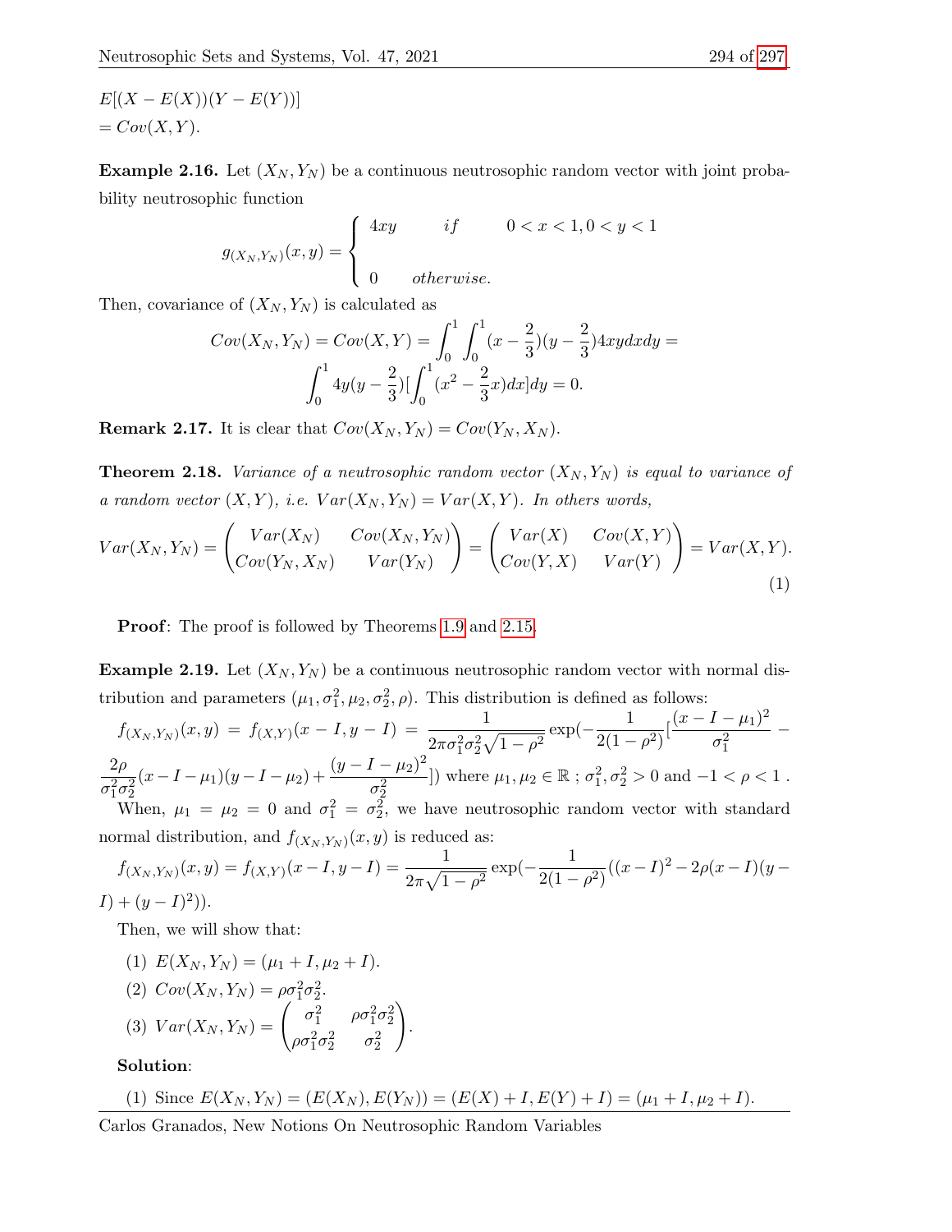$E[(X - E(X))(Y - E(Y))]$
$= Cov(X, Y)$.

**Example 2.16.** Let $(X_N, Y_N)$ be a continuous neutrosophic random vector with joint probability neutrosophic function

$$g_{(X_N,Y_N)}(x, y) = \begin{cases} 4xy & if \quad 0 < x < 1, 0 < y < 1 \\ 0 & otherwise. \end{cases}$$

Then, covariance of $(X_N, Y_N)$ is calculated as

$$Cov(X_N, Y_N) = Cov(X, Y) = \int_0^1 \int_0^1 (x - \frac{2}{3})(y - \frac{2}{3}) 4xy dx dy =$$
$$\int_0^1 4y(y - \frac{2}{3})[\int_0^1 (x^2 - \frac{2}{3}x) dx] dy = 0.$$

**Remark 2.17.** It is clear that $Cov(X_N, Y_N) = Cov(Y_N, X_N)$.

**Theorem 2.18.** *Variance of a neutrosophic random vector $(X_N, Y_N)$ is equal to variance of a random vector $(X, Y)$, i.e. $Var(X_N, Y_N) = Var(X, Y)$. In others words,*

$$Var(X_N, Y_N) = \begin{pmatrix} Var(X_N) & Cov(X_N, Y_N) \\ Cov(Y_N, X_N) & Var(Y_N) \end{pmatrix} = \begin{pmatrix} Var(X) & Cov(X, Y) \\ Cov(Y, X) & Var(Y) \end{pmatrix} = Var(X, Y). \quad (1)$$

**Proof**: The proof is followed by Theorems 1.9 and 2.15.

**Example 2.19.** Let $(X_N, Y_N)$ be a continuous neutrosophic random vector with normal distribution and parameters $(\mu_1, \sigma_1^2, \mu_2, \sigma_2^2, \rho)$. This distribution is defined as follows:

$f_{(X_N,Y_N)}(x, y) = f_{(X,Y)}(x - I, y - I) = \dfrac{1}{2\pi\sigma_1^2\sigma_2^2\sqrt{1-\rho^2}} \exp(-\dfrac{1}{2(1-\rho^2)}[\dfrac{(x - I - \mu_1)^2}{\sigma_1^2} - \dfrac{2\rho}{\sigma_1^2\sigma_2^2}(x - I - \mu_1)(y - I - \mu_2) + \dfrac{(y - I - \mu_2)^2}{\sigma_2^2}])$ where $\mu_1, \mu_2 \in \mathbb{R}$ ; $\sigma_1^2, \sigma_2^2 > 0$ and $-1 < \rho < 1$ .

When, $\mu_1 = \mu_2 = 0$ and $\sigma_1^2 = \sigma_2^2$, we have neutrosophic random vector with standard normal distribution, and $f_{(X_N,Y_N)}(x, y)$ is reduced as:

$f_{(X_N,Y_N)}(x, y) = f_{(X,Y)}(x - I, y - I) = \dfrac{1}{2\pi\sqrt{1-\rho^2}} \exp(-\dfrac{1}{2(1-\rho^2)}((x - I)^2 - 2\rho(x - I)(y - I) + (y - I)^2))$.

Then, we will show that:

(1) $E(X_N, Y_N) = (\mu_1 + I, \mu_2 + I)$.

(2) $Cov(X_N, Y_N) = \rho\sigma_1^2\sigma_2^2$.

(3) $Var(X_N, Y_N) = \begin{pmatrix} \sigma_1^2 & \rho\sigma_1^2\sigma_2^2 \\ \rho\sigma_1^2\sigma_2^2 & \sigma_2^2 \end{pmatrix}$.

**Solution**:

(1) Since $E(X_N, Y_N) = (E(X_N), E(Y_N)) = (E(X) + I, E(Y) + I) = (\mu_1 + I, \mu_2 + I)$.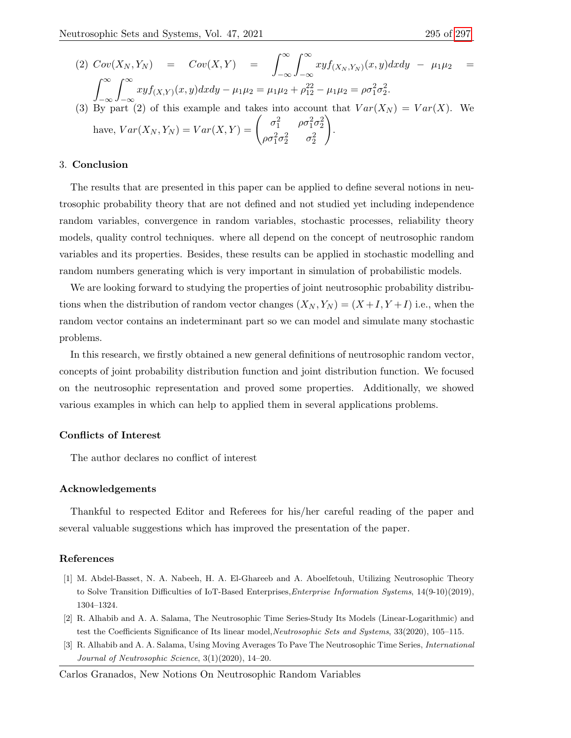(2) $Cov(X_N, Y_N) = Cov(X, Y) = \int_{-\infty}^{\infty}\int_{-\infty}^{\infty} xyf_{(X_N,Y_N)}(x,y)dxdy - \mu_1\mu_2 = \int_{-\infty}^{\infty}\int_{-\infty}^{\infty} xyf_{(X,Y)}(x,y)dxdy - \mu_1\mu_2 = \mu_1\mu_2 + \rho_{12}^{22} - \mu_1\mu_2 = \rho\sigma_1^2\sigma_2^2$.

(3) By part (2) of this example and takes into account that $Var(X_N) = Var(X)$. We have, $Var(X_N, Y_N) = Var(X, Y) = \begin{pmatrix} \sigma_1^2 & \rho\sigma_1^2\sigma_2^2 \\ \rho\sigma_1^2\sigma_2^2 & \sigma_2^2 \end{pmatrix}$.

## 3. Conclusion

The results that are presented in this paper can be applied to define several notions in neutrosophic probability theory that are not defined and not studied yet including independence random variables, convergence in random variables, stochastic processes, reliability theory models, quality control techniques. where all depend on the concept of neutrosophic random variables and its properties. Besides, these results can be applied in stochastic modelling and random numbers generating which is very important in simulation of probabilistic models.

We are looking forward to studying the properties of joint neutrosophic probability distributions when the distribution of random vector changes $(X_N, Y_N) = (X + I, Y + I)$ i.e., when the random vector contains an indeterminant part so we can model and simulate many stochastic problems.

In this research, we firstly obtained a new general definitions of neutrosophic random vector, concepts of joint probability distribution function and joint distribution function. We focused on the neutrosophic representation and proved some properties. Additionally, we showed various examples in which can help to applied them in several applications problems.

### Conflicts of Interest

The author declares no conflict of interest

### Acknowledgements

Thankful to respected Editor and Referees for his/her careful reading of the paper and several valuable suggestions which has improved the presentation of the paper.

### References

[1] M. Abdel-Basset, N. A. Nabeeh, H. A. El-Ghareeb and A. Aboelfetouh, Utilizing Neutrosophic Theory to Solve Transition Difficulties of IoT-Based Enterprises, *Enterprise Information Systems*, 14(9-10)(2019), 1304–1324.

[2] R. Alhabib and A. A. Salama, The Neutrosophic Time Series-Study Its Models (Linear-Logarithmic) and test the Coefficients Significance of Its linear model, *Neutrosophic Sets and Systems*, 33(2020), 105–115.

[3] R. Alhabib and A. A. Salama, Using Moving Averages To Pave The Neutrosophic Time Series, *International Journal of Neutrosophic Science*, 3(1)(2020), 14–20.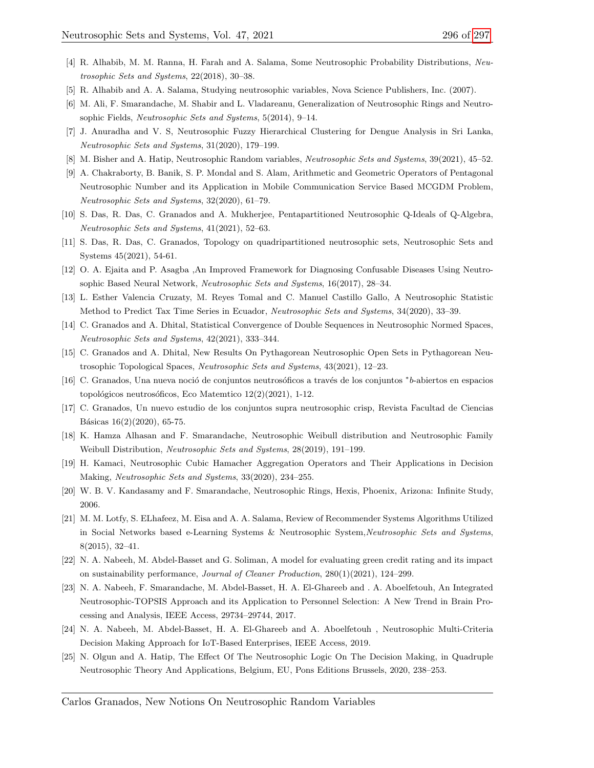[4] R. Alhabib, M. M. Ranna, H. Farah and A. Salama, Some Neutrosophic Probability Distributions, *Neutrosophic Sets and Systems*, 22(2018), 30–38.

[5] R. Alhabib and A. A. Salama, Studying neutrosophic variables, Nova Science Publishers, Inc. (2007).

[6] M. Ali, F. Smarandache, M. Shabir and L. Vladareanu, Generalization of Neutrosophic Rings and Neutrosophic Fields, *Neutrosophic Sets and Systems*, 5(2014), 9–14.

[7] J. Anuradha and V. S, Neutrosophic Fuzzy Hierarchical Clustering for Dengue Analysis in Sri Lanka, *Neutrosophic Sets and Systems*, 31(2020), 179–199.

[8] M. Bisher and A. Hatip, Neutrosophic Random variables, *Neutrosophic Sets and Systems*, 39(2021), 45–52.

[9] A. Chakraborty, B. Banik, S. P. Mondal and S. Alam, Arithmetic and Geometric Operators of Pentagonal Neutrosophic Number and its Application in Mobile Communication Service Based MCGDM Problem, *Neutrosophic Sets and Systems*, 32(2020), 61–79.

[10] S. Das, R. Das, C. Granados and A. Mukherjee, Pentapartitioned Neutrosophic Q-Ideals of Q-Algebra, *Neutrosophic Sets and Systems*, 41(2021), 52–63.

[11] S. Das, R. Das, C. Granados, Topology on quadripartitioned neutrosophic sets, Neutrosophic Sets and Systems 45(2021), 54-61.

[12] O. A. Ejaita and P. Asagba ,An Improved Framework for Diagnosing Confusable Diseases Using Neutrosophic Based Neural Network, *Neutrosophic Sets and Systems*, 16(2017), 28–34.

[13] L. Esther Valencia Cruzaty, M. Reyes Tomal and C. Manuel Castillo Gallo, A Neutrosophic Statistic Method to Predict Tax Time Series in Ecuador, *Neutrosophic Sets and Systems*, 34(2020), 33–39.

[14] C. Granados and A. Dhital, Statistical Convergence of Double Sequences in Neutrosophic Normed Spaces, *Neutrosophic Sets and Systems*, 42(2021), 333–344.

[15] C. Granados and A. Dhital, New Results On Pythagorean Neutrosophic Open Sets in Pythagorean Neutrosophic Topological Spaces, *Neutrosophic Sets and Systems*, 43(2021), 12–23.

[16] C. Granados, Una nueva noció de conjuntos neutrosóficos a través de los conjuntos $^*b$-abiertos en espacios topológicos neutrosóficos, Eco Matemtico 12(2)(2021), 1-12.

[17] C. Granados, Un nuevo estudio de los conjuntos supra neutrosophic crisp, Revista Facultad de Ciencias Básicas 16(2)(2020), 65-75.

[18] K. Hamza Alhasan and F. Smarandache, Neutrosophic Weibull distribution and Neutrosophic Family Weibull Distribution, *Neutrosophic Sets and Systems*, 28(2019), 191–199.

[19] H. Kamaci, Neutrosophic Cubic Hamacher Aggregation Operators and Their Applications in Decision Making, *Neutrosophic Sets and Systems*, 33(2020), 234–255.

[20] W. B. V. Kandasamy and F. Smarandache, Neutrosophic Rings, Hexis, Phoenix, Arizona: Infinite Study, 2006.

[21] M. M. Lotfy, S. ELhafeez, M. Eisa and A. A. Salama, Review of Recommender Systems Algorithms Utilized in Social Networks based e-Learning Systems & Neutrosophic System,*Neutrosophic Sets and Systems*, 8(2015), 32–41.

[22] N. A. Nabeeh, M. Abdel-Basset and G. Soliman, A model for evaluating green credit rating and its impact on sustainability performance, *Journal of Cleaner Production*, 280(1)(2021), 124–299.

[23] N. A. Nabeeh, F. Smarandache, M. Abdel-Basset, H. A. El-Ghareeb and . A. Aboelfetouh, An Integrated Neutrosophic-TOPSIS Approach and its Application to Personnel Selection: A New Trend in Brain Processing and Analysis, IEEE Access, 29734–29744, 2017.

[24] N. A. Nabeeh, M. Abdel-Basset, H. A. El-Ghareeb and A. Aboelfetouh , Neutrosophic Multi-Criteria Decision Making Approach for IoT-Based Enterprises, IEEE Access, 2019.

[25] N. Olgun and A. Hatip, The Effect Of The Neutrosophic Logic On The Decision Making, in Quadruple Neutrosophic Theory And Applications, Belgium, EU, Pons Editions Brussels, 2020, 238–253.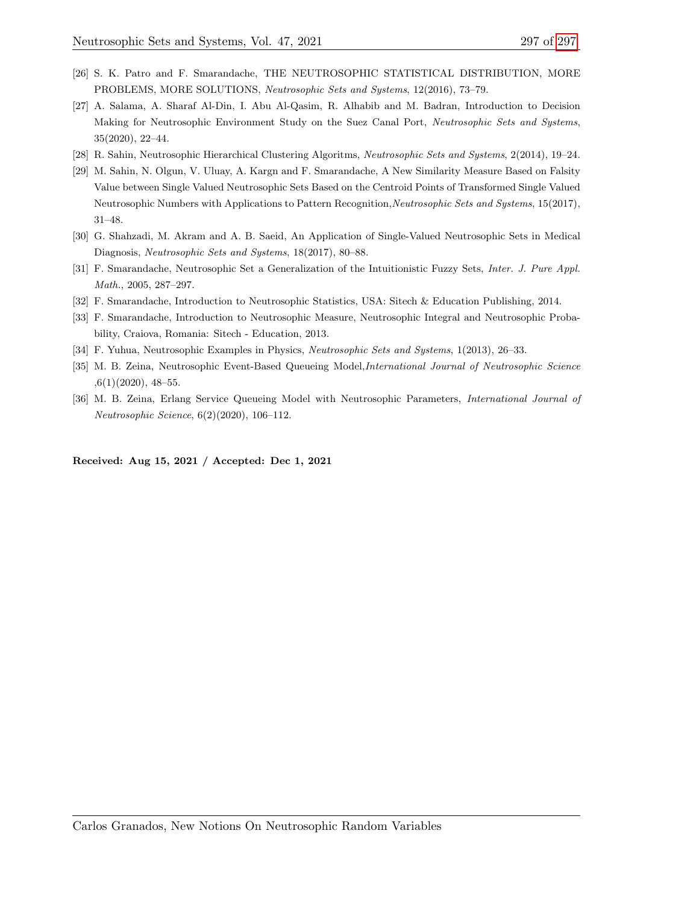[26] S. K. Patro and F. Smarandache, THE NEUTROSOPHIC STATISTICAL DISTRIBUTION, MORE PROBLEMS, MORE SOLUTIONS, *Neutrosophic Sets and Systems*, 12(2016), 73–79.

[27] A. Salama, A. Sharaf Al-Din, I. Abu Al-Qasim, R. Alhabib and M. Badran, Introduction to Decision Making for Neutrosophic Environment Study on the Suez Canal Port, *Neutrosophic Sets and Systems*, 35(2020), 22–44.

[28] R. Sahin, Neutrosophic Hierarchical Clustering Algoritms, *Neutrosophic Sets and Systems*, 2(2014), 19–24.

[29] M. Sahin, N. Olgun, V. Uluay, A. Kargn and F. Smarandache, A New Similarity Measure Based on Falsity Value between Single Valued Neutrosophic Sets Based on the Centroid Points of Transformed Single Valued Neutrosophic Numbers with Applications to Pattern Recognition,*Neutrosophic Sets and Systems*, 15(2017), 31–48.

[30] G. Shahzadi, M. Akram and A. B. Saeid, An Application of Single-Valued Neutrosophic Sets in Medical Diagnosis, *Neutrosophic Sets and Systems*, 18(2017), 80–88.

[31] F. Smarandache, Neutrosophic Set a Generalization of the Intuitionistic Fuzzy Sets, *Inter. J. Pure Appl. Math.*, 2005, 287–297.

[32] F. Smarandache, Introduction to Neutrosophic Statistics, USA: Sitech & Education Publishing, 2014.

[33] F. Smarandache, Introduction to Neutrosophic Measure, Neutrosophic Integral and Neutrosophic Probability, Craiova, Romania: Sitech - Education, 2013.

[34] F. Yuhua, Neutrosophic Examples in Physics, *Neutrosophic Sets and Systems*, 1(2013), 26–33.

[35] M. B. Zeina, Neutrosophic Event-Based Queueing Model,*International Journal of Neutrosophic Science* ,6(1)(2020), 48–55.

[36] M. B. Zeina, Erlang Service Queueing Model with Neutrosophic Parameters, *International Journal of Neutrosophic Science*, 6(2)(2020), 106–112.

**Received: Aug 15, 2021 / Accepted: Dec 1, 2021**